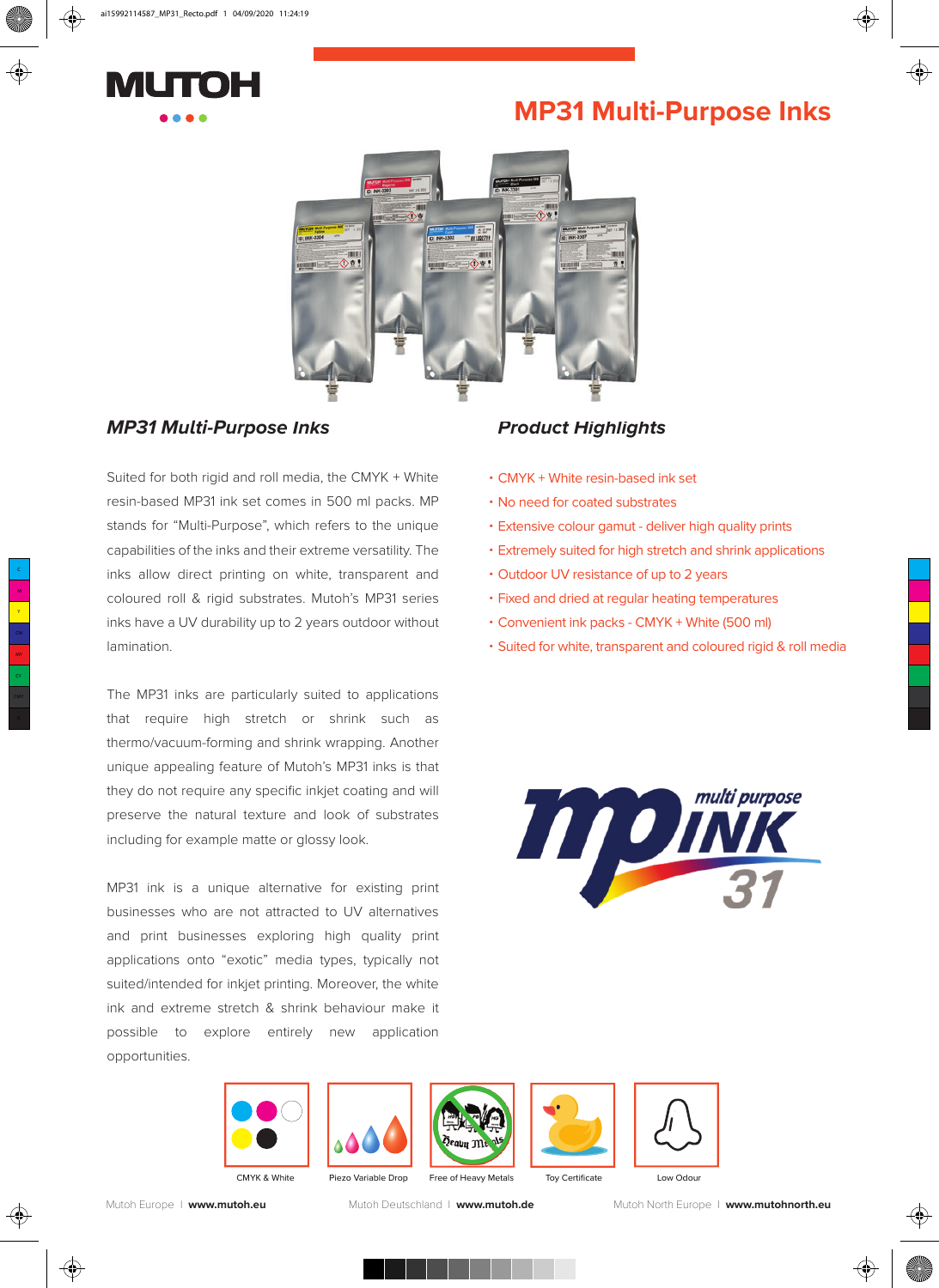# MP31 Multi-Purpose Inks

## *MP31 Multi-Purpose Inks*

Suited for both rigid and roll media, the CMYK + White resin-based MP31 ink set comes in 500 ml packs. MP stands for "Multi-Purpose", which refers to the unique capabilities of the inks and their extreme versatility. The inks allow direct printing on white, transparent and coloured roll & rigid substrates. Mutoh's MP31 series inks have a UV durability up to 2 years outdoor without lamination.

The MP31 inks are particularly suited to applications that require high stretch or shrink such as thermo/vacuum-forming and shrink wrapping. Another unique appealing feature of Mutoh's MP31 inks is that they do not require any specific inkjet coating and will preserve the natural texture and look of substrates including for example matte or glossy look.

MP31 ink is a unique alternative for existing print businesses who are not attracted to UV alternatives and print businesses exploring high quality print applications onto "exotic" media types, typically not suited/intended for inkjet printing. Moreover, the white ink and extreme stretch & shrink behaviour make it possible to explore entirely new application opportunities.

## *Product Highlights*

- CMYK + White resin-based ink set
- No need for coated substrates
- Extensive colour gamut - deliver high quality prints
- Extremely suited for high stretch and shrink applications
- Outdoor UV resistance of up to 2 years
- Fixed and dried at regular heating temperatures
- Convenient ink packs - CMYK + White (500 ml)
- Suited for white, transparent and coloured rigid & roll media

CMYK & White | Piezo Variable Drop | Free of Heavy Metals | Toy Certificate | Low Odour

Mutoh Europe | **www.mutoh.eu** Mutoh Deutschland | **www.mutoh.de** Mutoh North Europe | **www.mutohnorth.eu**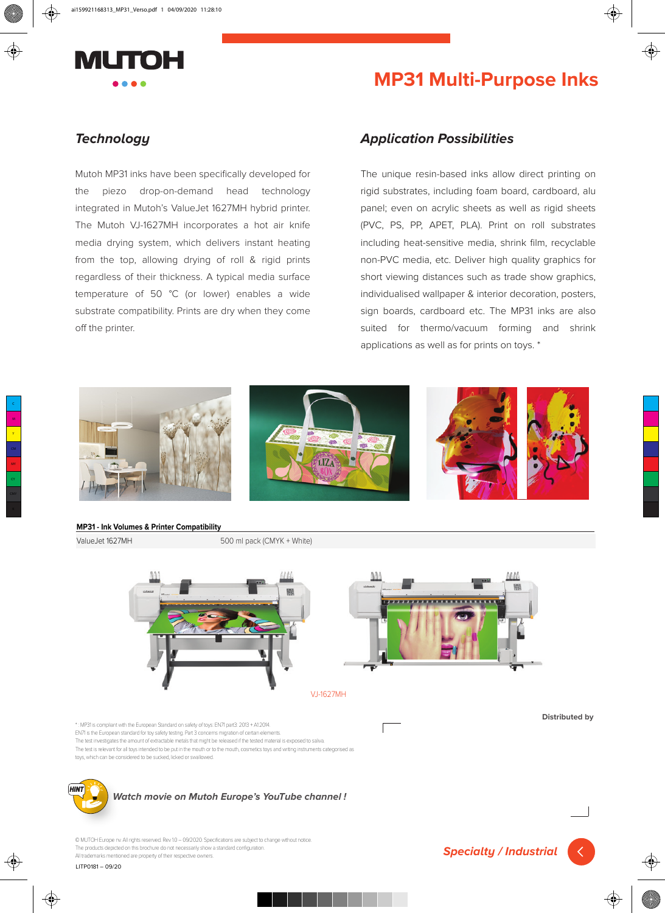# MP31 Multi-Purpose Inks

## Technology

Mutoh MP31 inks have been specifically developed for the piezo drop-on-demand head technology integrated in Mutoh's ValueJet 1627MH hybrid printer. The Mutoh VJ-1627MH incorporates a hot air knife media drying system, which delivers instant heating from the top, allowing drying of roll & rigid prints regardless of their thickness. A typical media surface temperature of 50 °C (or lower) enables a wide substrate compatibility. Prints are dry when they come off the printer.

## Application Possibilities

The unique resin-based inks allow direct printing on rigid substrates, including foam board, cardboard, alu panel; even on acrylic sheets as well as rigid sheets (PVC, PS, PP, APET, PLA). Print on roll substrates including heat-sensitive media, shrink film, recyclable non-PVC media, etc. Deliver high quality graphics for short viewing distances such as trade show graphics, individualised wallpaper & interior decoration, posters, sign boards, cardboard etc. The MP31 inks are also suited for thermo/vacuum forming and shrink applications as well as for prints on toys. *

**MP31 - Ink Volumes & Printer Compatibility**

| | |
|---|---|
| ValueJet 1627MH | 500 ml pack (CMYK + White) |

VJ-1627MH

Distributed by

* : MP31 is compliant with the European Standard on safety of toys: EN71 part3: 2013 + A1:2014
EN71 is the European standard for toy safety testing. Part 3 concerns migration of certain elements.
The test investigates the amount of extractable metals that might be released if the tested material is exposed to saliva.
The test is relevant for all toys intended to be put in the mouth or to the mouth, cosmetics toys and writing instruments categorised as toys, which can be considered to be sucked, licked or swallowed.

HINT

*Watch movie on Mutoh Europe's YouTube channel !*

© MUTOH Europe nv. All rights reserved. Rev.1.0 – 09/2020. Specifications are subject to change without notice.
The products depicted on this brochure do not necessarily show a standard configuration.
All trademarks mentioned are property of their respective owners.

LITP0181 – 09/20

*Specialty / Industrial*